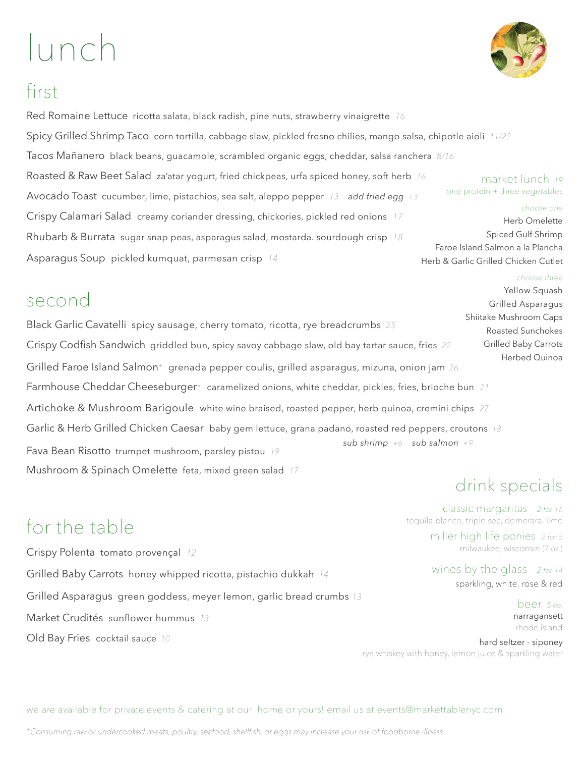# lunch

## first

Red Romaine Lettuce ricotta salata, black radish, pine nuts, strawberry vinaigrette *16*

Spicy Grilled Shrimp Taco corn tortilla, cabbage slaw, pickled fresno chilies, mango salsa, chipotle aioli *11/22*

Tacos Mañanero black beans, guacamole, scrambled organic eggs, cheddar, salsa ranchera *8/16*

Roasted & Raw Beet Salad za'atar yogurt, fried chickpeas, urfa spiced honey, soft herb *16*

Avocado Toast cucumber, lime, pistachios, sea salt, aleppo pepper *13* *add fried egg +3*

Crispy Calamari Salad creamy coriander dressing, chickories, pickled red onions *17*

Rhubarb & Burrata sugar snap peas, asparagus salad, mostarda. sourdough crisp *18*

Asparagus Soup pickled kumquat, parmesan crisp *14*

## second

Black Garlic Cavatelli spicy sausage, cherry tomato, ricotta, rye breadcrumbs *25*

Crispy Codfish Sandwich griddled bun, spicy savoy cabbage slaw, old bay tartar sauce, fries *22*

Grilled Faroe Island Salmon* grenada pepper coulis, grilled asparagus, mizuna, onion jam *26*

Farmhouse Cheddar Cheeseburger* caramelized onions, white cheddar, pickles, fries, brioche bun *21*

Artichoke & Mushroom Barigoule white wine braised, roasted pepper, herb quinoa, cremini chips *27*

Garlic & Herb Grilled Chicken Caesar baby gem lettuce, grana padano, roasted red peppers, croutons *18*
*sub shrimp +6* *sub salmon +9*

Fava Bean Risotto trumpet mushroom, parsley pistou *19*

Mushroom & Spinach Omelette feta, mixed green salad *17*

## for the table

Crispy Polenta tomato provençal *12*

Grilled Baby Carrots honey whipped ricotta, pistachio dukkah *14*

Grilled Asparagus green goddess, meyer lemon, garlic bread crumbs *13*

Market Crudités sunflower hummus *13*

Old Bay Fries cocktail sauce *10*

## market lunch *19*

one protein + three vegetables

*choose one*

Herb Omelette
Spiced Gulf Shrimp
Faroe Island Salmon a la Plancha
Herb & Garlic Grilled Chicken Cutlet

*choose three*

Yellow Squash
Grilled Asparagus
Shiitake Mushroom Caps
Roasted Sunchokes
Grilled Baby Carrots
Herbed Quinoa

## drink specials

classic margaritas *2 for 16*
tequila blanco, triple sec, demerara, lime

miller high life ponies *2 for 5*
milwaukee, wisconsin (7 oz.)

wines by the glass *2 for 14*
sparkling, white, rose & red

beer *5 ea.*
narragansett
rhode island

hard seltzer - siponey
rye whiskey with honey, lemon juice & sparkling water

we are available for private events & catering at our home or yours! email us at events@markettablenyc.com

*\*Consuming raw or undercooked meats, poultry, seafood, shellfish, or eggs may increase your risk of foodborne illness.*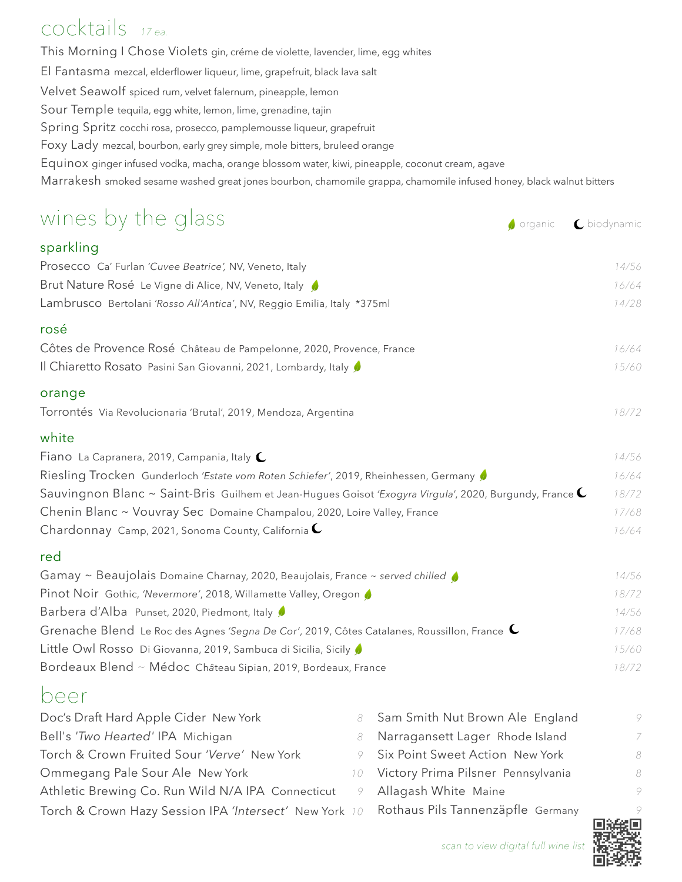# cocktails *17 ea.*

This Morning I Chose Violets gin, créme de violette, lavender, lime, egg whites

El Fantasma mezcal, elderflower liqueur, lime, grapefruit, black lava salt

Velvet Seawolf spiced rum, velvet falernum, pineapple, lemon

Sour Temple tequila, egg white, lemon, lime, grenadine, tajin

Spring Spritz cocchi rosa, prosecco, pamplemousse liqueur, grapefruit

Foxy Lady mezcal, bourbon, early grey simple, mole bitters, bruleed orange

Equinox ginger infused vodka, macha, orange blossom water, kiwi, pineapple, coconut cream, agave

Marrakesh smoked sesame washed great jones bourbon, chamomile grappa, chamomile infused honey, black walnut bitters

# wines by the glass

organic · biodynamic

## sparkling

| | |
|---|---|
| Prosecco Ca' Furlan *'Cuvee Beatrice',* NV, Veneto, Italy | *14/56* |
| Brut Nature Rosé Le Vigne di Alice, NV, Veneto, Italy (organic) | *16/64* |
| Lambrusco Bertolani *'Rosso All'Antica'*, NV, Reggio Emilia, Italy *375ml | *14/28* |

## rosé

| | |
|---|---|
| Côtes de Provence Rosé Château de Pampelonne, 2020, Provence, France | *16/64* |
| Il Chiaretto Rosato Pasini San Giovanni, 2021, Lombardy, Italy (organic) | *15/60* |

## orange

| | |
|---|---|
| Torrontés Via Revolucionaria 'Brutal', 2019, Mendoza, Argentina | *18/72* |

## white

| | |
|---|---|
| Fiano La Capranera, 2019, Campania, Italy (biodynamic) | *14/56* |
| Riesling Trocken Gunderloch *'Estate vom Roten Schiefer'*, 2019, Rheinhessen, Germany (organic) | *16/64* |
| Sauvingnon Blanc ~ Saint-Bris Guilhem et Jean-Hugues Goisot *'Exogyra Virgula'*, 2020, Burgundy, France (biodynamic) | *18/72* |
| Chenin Blanc ~ Vouvray Sec Domaine Champalou, 2020, Loire Valley, France | *17/68* |
| Chardonnay Camp, 2021, Sonoma County, California (biodynamic) | *16/64* |

## red

| | |
|---|---|
| Gamay ~ Beaujolais Domaine Charnay, 2020, Beaujolais, France ~ *served chilled* (organic) | *14/56* |
| Pinot Noir Gothic, *'Nevermore'*, 2018, Willamette Valley, Oregon (organic) | *18/72* |
| Barbera d'Alba Punset, 2020, Piedmont, Italy (organic) | *14/56* |
| Grenache Blend Le Roc des Agnes *'Segna De Cor'*, 2019, Côtes Catalanes, Roussillon, France (biodynamic) | *17/68* |
| Little Owl Rosso Di Giovanna, 2019, Sambuca di Sicilia, Sicily (organic) | *15/60* |
| Bordeaux Blend ~ Médoc Château Sipian, 2019, Bordeaux, France | *18/72* |

# beer

| | |
|---|---|
| Doc's Draft Hard Apple Cider New York | *8* |
| Bell's *'Two Hearted'* IPA Michigan | *8* |
| Torch & Crown Fruited Sour *'Verve'* New York | *9* |
| Ommegang Pale Sour Ale New York | *10* |
| Athletic Brewing Co. Run Wild N/A IPA Connecticut | *9* |
| Torch & Crown Hazy Session IPA *'Intersect'* New York | *10* |
| Sam Smith Nut Brown Ale England | *9* |
| Narragansett Lager Rhode Island | *7* |
| Six Point Sweet Action New York | *8* |
| Victory Prima Pilsner Pennsylvania | *8* |
| Allagash White Maine | *9* |
| Rothaus Pils Tannenzäpfle Germany | *9* |

*scan to view digital full wine list*